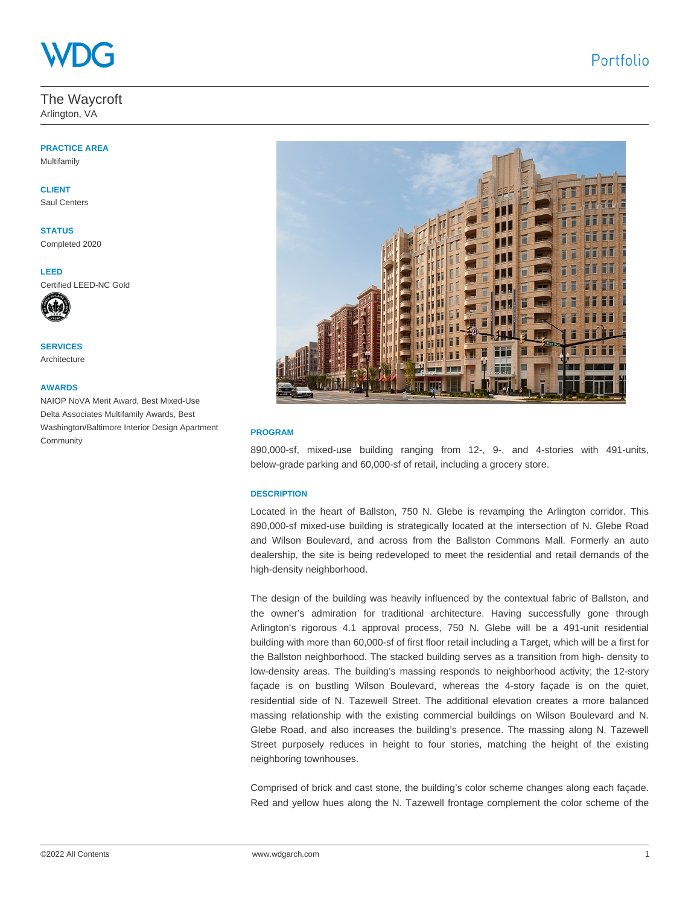WDG

Portfolio

# The Waycroft

Arlington, VA

**PRACTICE AREA**

Multifamily

**CLIENT**

Saul Centers

**STATUS**

Completed 2020

**LEED**

Certified LEED-NC Gold

**SERVICES**

Architecture

**AWARDS**

NAIOP NoVA Merit Award, Best Mixed-Use

Delta Associates Multifamily Awards, Best Washington/Baltimore Interior Design Apartment Community

**PROGRAM**

890,000-sf, mixed-use building ranging from 12-, 9-, and 4-stories with 491-units, below-grade parking and 60,000-sf of retail, including a grocery store.

**DESCRIPTION**

Located in the heart of Ballston, 750 N. Glebe is revamping the Arlington corridor. This 890,000-sf mixed-use building is strategically located at the intersection of N. Glebe Road and Wilson Boulevard, and across from the Ballston Commons Mall. Formerly an auto dealership, the site is being redeveloped to meet the residential and retail demands of the high-density neighborhood.

The design of the building was heavily influenced by the contextual fabric of Ballston, and the owner's admiration for traditional architecture. Having successfully gone through Arlington's rigorous 4.1 approval process, 750 N. Glebe will be a 491-unit residential building with more than 60,000-sf of first floor retail including a Target, which will be a first for the Ballston neighborhood. The stacked building serves as a transition from high- density to low-density areas. The building's massing responds to neighborhood activity; the 12-story façade is on bustling Wilson Boulevard, whereas the 4-story façade is on the quiet, residential side of N. Tazewell Street. The additional elevation creates a more balanced massing relationship with the existing commercial buildings on Wilson Boulevard and N. Glebe Road, and also increases the building's presence. The massing along N. Tazewell Street purposely reduces in height to four stories, matching the height of the existing neighboring townhouses.

Comprised of brick and cast stone, the building's color scheme changes along each façade. Red and yellow hues along the N. Tazewell frontage complement the color scheme of the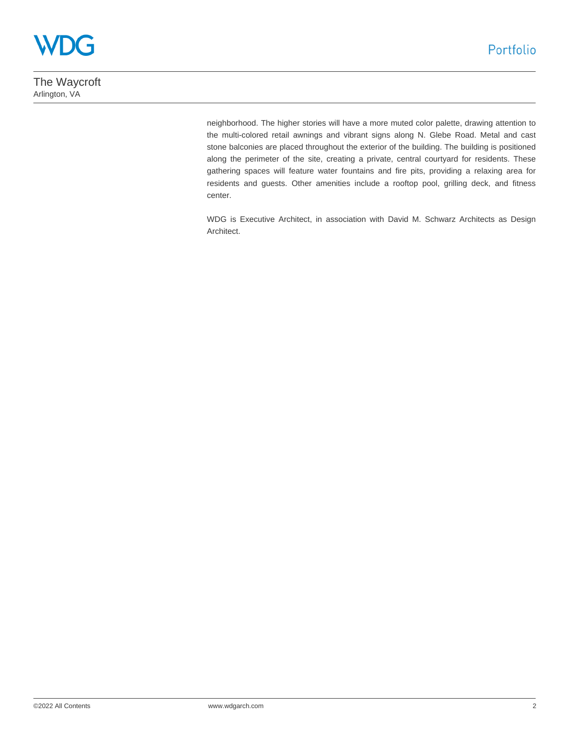neighborhood. The higher stories will have a more muted color palette, drawing attention to the multi-colored retail awnings and vibrant signs along N. Glebe Road. Metal and cast stone balconies are placed throughout the exterior of the building. The building is positioned along the perimeter of the site, creating a private, central courtyard for residents. These gathering spaces will feature water fountains and fire pits, providing a relaxing area for residents and guests. Other amenities include a rooftop pool, grilling deck, and fitness center.

WDG is Executive Architect, in association with David M. Schwarz Architects as Design Architect.